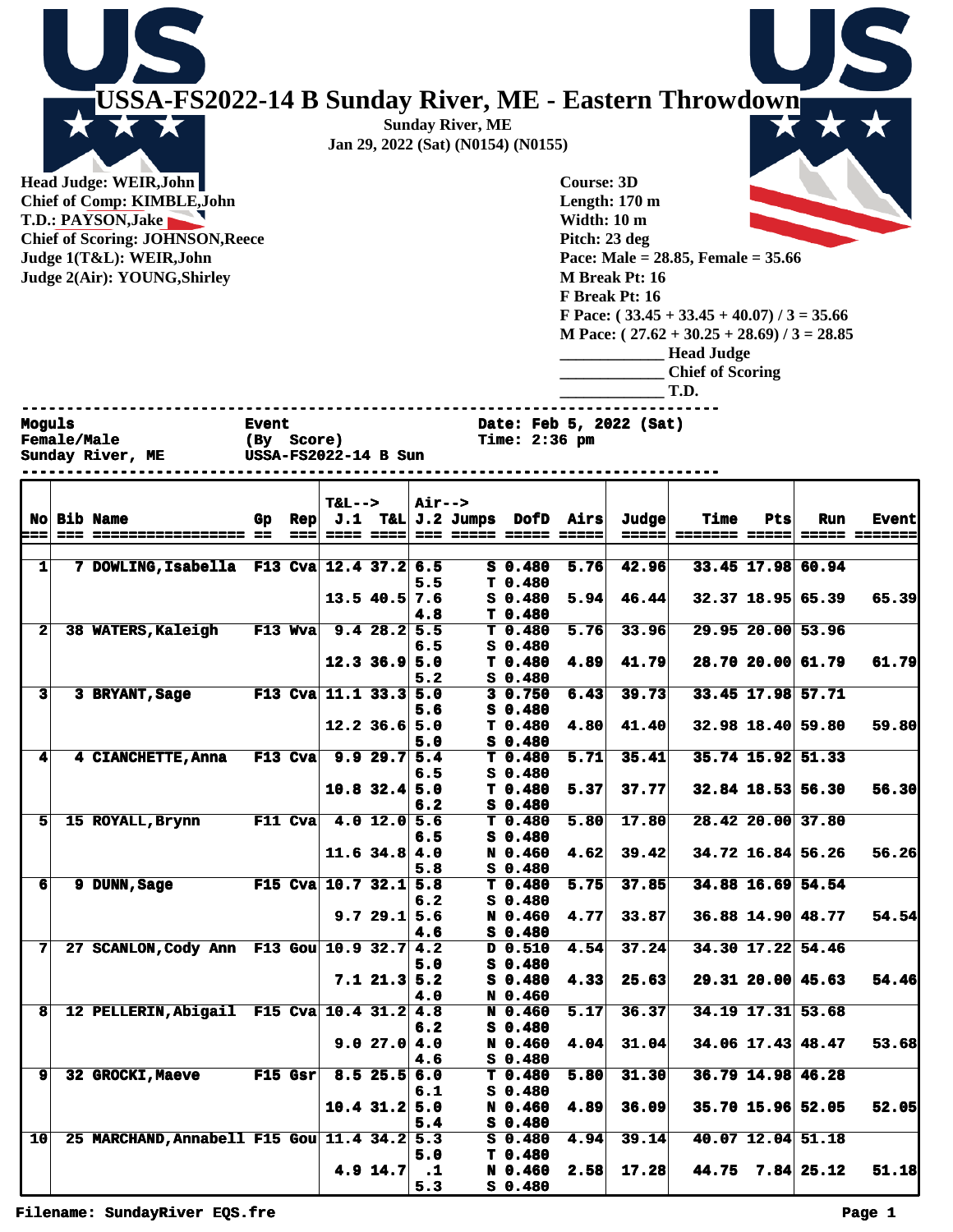# USSA-FS2022-14 B Sunday River, ME - Eastern Throwdown

**Sunday River, ME**
**Jan 29, 2022 (Sat) (N0154) (N0155)**

**Head Judge: WEIR,John**
**Chief of Comp: KIMBLE,John**
**T.D.: PAYSON,Jake**
**Chief of Scoring: JOHNSON,Reece**
**Judge 1(T&L): WEIR,John**
**Judge 2(Air): YOUNG,Shirley**

**Course: 3D**
**Length: 170 m**
**Width: 10 m**
**Pitch: 23 deg**
**Pace: Male = 28.85, Female = 35.66**
**M Break Pt: 16**
**F Break Pt: 16**
**F Pace: ( 33.45 + 33.45 + 40.07) / 3 = 35.66**
**M Pace: ( 27.62 + 30.25 + 28.69) / 3 = 28.85**

____________ Head Judge
____________ Chief of Scoring
____________ T.D.

```
Moguls                        Event                          Date: Feb 5, 2022 (Sat)
Female/Male                   (By  Score)                    Time: 2:36 pm
Sunday River, ME              USSA-FS2022-14 B Sun
```

| No | Bib | Name | Gp | Rep | T&L--> J.1 | T&L | Air--> J.2 | Jumps | DofD | Airs | Judge | Time | Pts | Run | Event |
|---|---|---|---|---|---|---|---|---|---|---|---|---|---|---|---|
| 1 | 7 | DOWLING,Isabella | F13 | Cva | 12.4 | 37.2 | 6.5 | S | 0.480 | 5.76 | 42.96 | 33.45 | 17.98 | 60.94 | |
| | | | | | | | 5.5 | T | 0.480 | | | | | | |
| | | | | | 13.5 | 40.5 | 7.6 | S | 0.480 | 5.94 | 46.44 | 32.37 | 18.95 | 65.39 | 65.39 |
| | | | | | | | 4.8 | T | 0.480 | | | | | | |
| 2 | 38 | WATERS,Kaleigh | F13 | Wva | 9.4 | 28.2 | 5.5 | T | 0.480 | 5.76 | 33.96 | 29.95 | 20.00 | 53.96 | |
| | | | | | | | 6.5 | S | 0.480 | | | | | | |
| | | | | | 12.3 | 36.9 | 5.0 | T | 0.480 | 4.89 | 41.79 | 28.70 | 20.00 | 61.79 | 61.79 |
| | | | | | | | 5.2 | S | 0.480 | | | | | | |
| 3 | 3 | BRYANT,Sage | F13 | Cva | 11.1 | 33.3 | 5.0 | 3 | 0.750 | 6.43 | 39.73 | 33.45 | 17.98 | 57.71 | |
| | | | | | | | 5.6 | S | 0.480 | | | | | | |
| | | | | | 12.2 | 36.6 | 5.0 | T | 0.480 | 4.80 | 41.40 | 32.98 | 18.40 | 59.80 | 59.80 |
| | | | | | | | 5.0 | S | 0.480 | | | | | | |
| 4 | 4 | CIANCHETTE,Anna | F13 | Cva | 9.9 | 29.7 | 5.4 | T | 0.480 | 5.71 | 35.41 | 35.74 | 15.92 | 51.33 | |
| | | | | | | | 6.5 | S | 0.480 | | | | | | |
| | | | | | 10.8 | 32.4 | 5.0 | T | 0.480 | 5.37 | 37.77 | 32.84 | 18.53 | 56.30 | 56.30 |
| | | | | | | | 6.2 | S | 0.480 | | | | | | |
| 5 | 15 | ROYALL,Brynn | F11 | Cva | 4.0 | 12.0 | 5.6 | T | 0.480 | 5.80 | 17.80 | 28.42 | 20.00 | 37.80 | |
| | | | | | | | 6.5 | S | 0.480 | | | | | | |
| | | | | | 11.6 | 34.8 | 4.0 | N | 0.460 | 4.62 | 39.42 | 34.72 | 16.84 | 56.26 | 56.26 |
| | | | | | | | 5.8 | S | 0.480 | | | | | | |
| 6 | 9 | DUNN,Sage | F15 | Cva | 10.7 | 32.1 | 5.8 | T | 0.480 | 5.75 | 37.85 | 34.88 | 16.69 | 54.54 | |
| | | | | | | | 6.2 | S | 0.480 | | | | | | |
| | | | | | 9.7 | 29.1 | 5.6 | N | 0.460 | 4.77 | 33.87 | 36.88 | 14.90 | 48.77 | 54.54 |
| | | | | | | | 4.6 | S | 0.480 | | | | | | |
| 7 | 27 | SCANLON,Cody Ann | F13 | Gou | 10.9 | 32.7 | 4.2 | D | 0.510 | 4.54 | 37.24 | 34.30 | 17.22 | 54.46 | |
| | | | | | | | 5.0 | S | 0.480 | | | | | | |
| | | | | | 7.1 | 21.3 | 5.2 | S | 0.480 | 4.33 | 25.63 | 29.31 | 20.00 | 45.63 | 54.46 |
| | | | | | | | 4.0 | N | 0.460 | | | | | | |
| 8 | 12 | PELLERIN,Abigail | F15 | Cva | 10.4 | 31.2 | 4.8 | N | 0.460 | 5.17 | 36.37 | 34.19 | 17.31 | 53.68 | |
| | | | | | | | 6.2 | S | 0.480 | | | | | | |
| | | | | | 9.0 | 27.0 | 4.0 | N | 0.460 | 4.04 | 31.04 | 34.06 | 17.43 | 48.47 | 53.68 |
| | | | | | | | 4.6 | S | 0.480 | | | | | | |
| 9 | 32 | GROCKI,Maeve | F15 | Gsr | 8.5 | 25.5 | 6.0 | T | 0.480 | 5.80 | 31.30 | 36.79 | 14.98 | 46.28 | |
| | | | | | | | 6.1 | S | 0.480 | | | | | | |
| | | | | | 10.4 | 31.2 | 5.0 | N | 0.460 | 4.89 | 36.09 | 35.70 | 15.96 | 52.05 | 52.05 |
| | | | | | | | 5.4 | S | 0.480 | | | | | | |
| 10 | 25 | MARCHAND,Annabell | F15 | Gou | 11.4 | 34.2 | 5.3 | S | 0.480 | 4.94 | 39.14 | 40.07 | 12.04 | 51.18 | |
| | | | | | | | 5.0 | T | 0.480 | | | | | | |
| | | | | | 4.9 | 14.7 | .1 | N | 0.460 | 2.58 | 17.28 | 44.75 | 7.84 | 25.12 | 51.18 |
| | | | | | | | 5.3 | S | 0.480 | | | | | | |

Filename: SundayRiver EQS.fre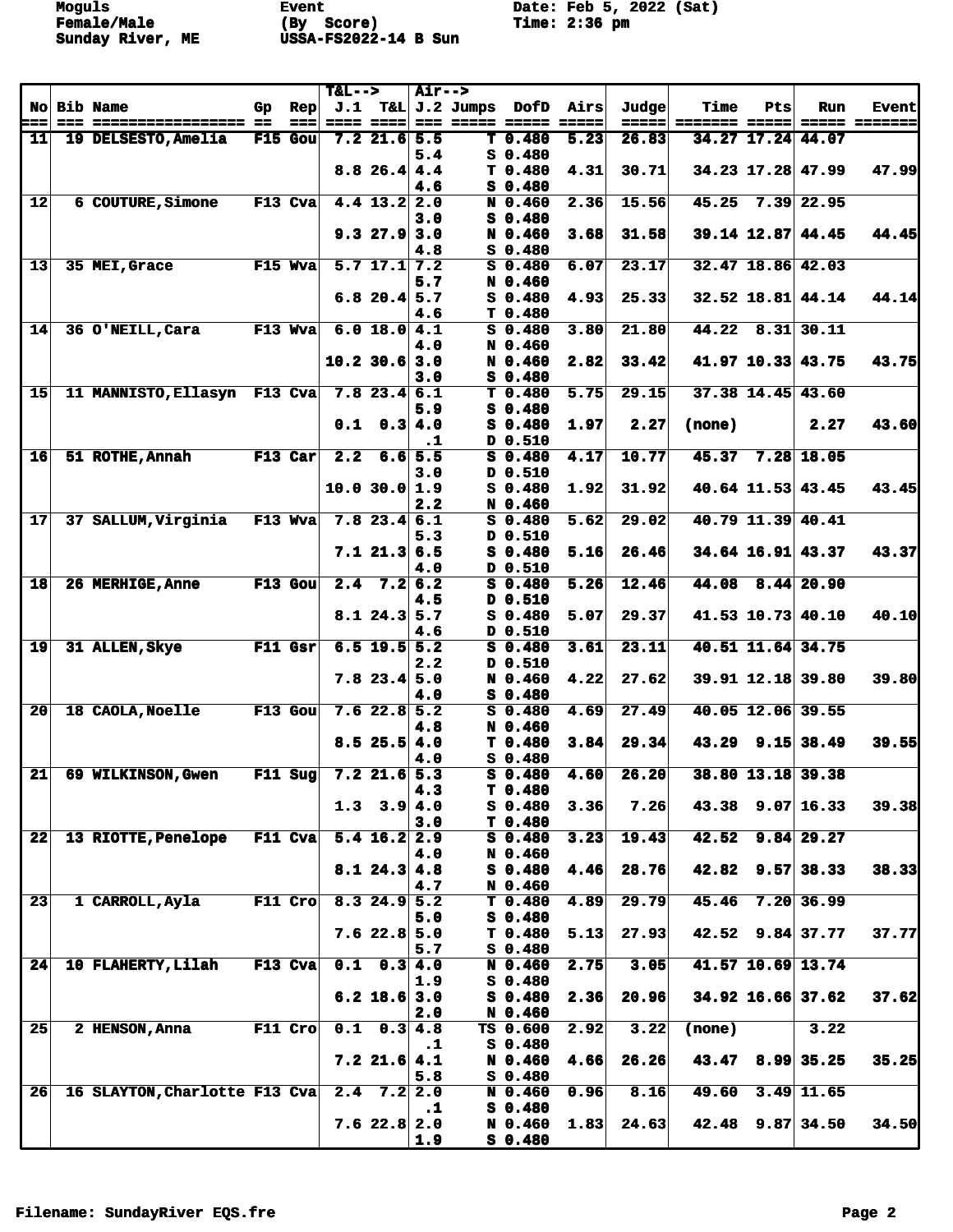Moguls | Event | Date: Feb 5, 2022 (Sat)
Female/Male | (By Score) | Time: 2:36 pm
Sunday River, ME | USSA-FS2022-14 B Sun

| No | Bib | Name | Gp | Rep | T&L--> J.1 | T&L | Air--> J.2 | Jumps | DofD | Airs | Judge | Time | Pts | Run | Event |
|---|---|---|---|---|---|---|---|---|---|---|---|---|---|---|---|
| 11 | 19 | DELSESTO,Amelia | F15 | Gou | 7.2 | 21.6 | 5.5 | T | 0.480 | 5.23 | 26.83 | 34.27 | 17.24 | 44.07 | |
| | | | | | | | 5.4 | S | 0.480 | | | | | | |
| | | | | | 8.8 | 26.4 | 4.4 | T | 0.480 | 4.31 | 30.71 | 34.23 | 17.28 | 47.99 | 47.99 |
| | | | | | | | 4.6 | S | 0.480 | | | | | | |
| 12 | 6 | COUTURE,Simone | F13 | Cva | 4.4 | 13.2 | 2.0 | N | 0.460 | 2.36 | 15.56 | 45.25 | 7.39 | 22.95 | |
| | | | | | | | 3.0 | S | 0.480 | | | | | | |
| | | | | | 9.3 | 27.9 | 3.0 | N | 0.460 | 3.68 | 31.58 | 39.14 | 12.87 | 44.45 | 44.45 |
| | | | | | | | 4.8 | S | 0.480 | | | | | | |
| 13 | 35 | MEI,Grace | F15 | Wva | 5.7 | 17.1 | 7.2 | S | 0.480 | 6.07 | 23.17 | 32.47 | 18.86 | 42.03 | |
| | | | | | | | 5.7 | N | 0.460 | | | | | | |
| | | | | | 6.8 | 20.4 | 5.7 | S | 0.480 | 4.93 | 25.33 | 32.52 | 18.81 | 44.14 | 44.14 |
| | | | | | | | 4.6 | T | 0.480 | | | | | | |
| 14 | 36 | O'NEILL,Cara | F13 | Wva | 6.0 | 18.0 | 4.1 | S | 0.480 | 3.80 | 21.80 | 44.22 | 8.31 | 30.11 | |
| | | | | | | | 4.0 | N | 0.460 | | | | | | |
| | | | | | 10.2 | 30.6 | 3.0 | N | 0.460 | 2.82 | 33.42 | 41.97 | 10.33 | 43.75 | 43.75 |
| | | | | | | | 3.0 | S | 0.480 | | | | | | |
| 15 | 11 | MANNISTO,Ellasyn | F13 | Cva | 7.8 | 23.4 | 6.1 | T | 0.480 | 5.75 | 29.15 | 37.38 | 14.45 | 43.60 | |
| | | | | | | | 5.9 | S | 0.480 | | | | | | |
| | | | | | 0.1 | 0.3 | 4.0 | S | 0.480 | 1.97 | 2.27 | (none) | | 2.27 | 43.60 |
| | | | | | | | .1 | D | 0.510 | | | | | | |
| 16 | 51 | ROTHE,Annah | F13 | Car | 2.2 | 6.6 | 5.5 | S | 0.480 | 4.17 | 10.77 | 45.37 | 7.28 | 18.05 | |
| | | | | | | | 3.0 | D | 0.510 | | | | | | |
| | | | | | 10.0 | 30.0 | 1.9 | S | 0.480 | 1.92 | 31.92 | 40.64 | 11.53 | 43.45 | 43.45 |
| | | | | | | | 2.2 | N | 0.460 | | | | | | |
| 17 | 37 | SALLUM,Virginia | F13 | Wva | 7.8 | 23.4 | 6.1 | S | 0.480 | 5.62 | 29.02 | 40.79 | 11.39 | 40.41 | |
| | | | | | | | 5.3 | D | 0.510 | | | | | | |
| | | | | | 7.1 | 21.3 | 6.5 | S | 0.480 | 5.16 | 26.46 | 34.64 | 16.91 | 43.37 | 43.37 |
| | | | | | | | 4.0 | D | 0.510 | | | | | | |
| 18 | 26 | MERHIGE,Anne | F13 | Gou | 2.4 | 7.2 | 6.2 | S | 0.480 | 5.26 | 12.46 | 44.08 | 8.44 | 20.90 | |
| | | | | | | | 4.5 | D | 0.510 | | | | | | |
| | | | | | 8.1 | 24.3 | 5.7 | S | 0.480 | 5.07 | 29.37 | 41.53 | 10.73 | 40.10 | 40.10 |
| | | | | | | | 4.6 | D | 0.510 | | | | | | |
| 19 | 31 | ALLEN,Skye | F11 | Gsr | 6.5 | 19.5 | 5.2 | S | 0.480 | 3.61 | 23.11 | 40.51 | 11.64 | 34.75 | |
| | | | | | | | 2.2 | D | 0.510 | | | | | | |
| | | | | | 7.8 | 23.4 | 5.0 | N | 0.460 | 4.22 | 27.62 | 39.91 | 12.18 | 39.80 | 39.80 |
| | | | | | | | 4.0 | S | 0.480 | | | | | | |
| 20 | 18 | CAOLA,Noelle | F13 | Gou | 7.6 | 22.8 | 5.2 | S | 0.480 | 4.69 | 27.49 | 40.05 | 12.06 | 39.55 | |
| | | | | | | | 4.8 | N | 0.460 | | | | | | |
| | | | | | 8.5 | 25.5 | 4.0 | T | 0.480 | 3.84 | 29.34 | 43.29 | 9.15 | 38.49 | 39.55 |
| | | | | | | | 4.0 | S | 0.480 | | | | | | |
| 21 | 69 | WILKINSON,Gwen | F11 | Sug | 7.2 | 21.6 | 5.3 | S | 0.480 | 4.60 | 26.20 | 38.80 | 13.18 | 39.38 | |
| | | | | | | | 4.3 | T | 0.480 | | | | | | |
| | | | | | 1.3 | 3.9 | 4.0 | S | 0.480 | 3.36 | 7.26 | 43.38 | 9.07 | 16.33 | 39.38 |
| | | | | | | | 3.0 | T | 0.480 | | | | | | |
| 22 | 13 | RIOTTE,Penelope | F11 | Cva | 5.4 | 16.2 | 2.9 | S | 0.480 | 3.23 | 19.43 | 42.52 | 9.84 | 29.27 | |
| | | | | | | | 4.0 | N | 0.460 | | | | | | |
| | | | | | 8.1 | 24.3 | 4.8 | S | 0.480 | 4.46 | 28.76 | 42.82 | 9.57 | 38.33 | 38.33 |
| | | | | | | | 4.7 | N | 0.460 | | | | | | |
| 23 | 1 | CARROLL,Ayla | F11 | Cro | 8.3 | 24.9 | 5.2 | T | 0.480 | 4.89 | 29.79 | 45.46 | 7.20 | 36.99 | |
| | | | | | | | 5.0 | S | 0.480 | | | | | | |
| | | | | | 7.6 | 22.8 | 5.0 | T | 0.480 | 5.13 | 27.93 | 42.52 | 9.84 | 37.77 | 37.77 |
| | | | | | | | 5.7 | S | 0.480 | | | | | | |
| 24 | 10 | FLAHERTY,Lilah | F13 | Cva | 0.1 | 0.3 | 4.0 | N | 0.460 | 2.75 | 3.05 | 41.57 | 10.69 | 13.74 | |
| | | | | | | | 1.9 | S | 0.480 | | | | | | |
| | | | | | 6.2 | 18.6 | 3.0 | S | 0.480 | 2.36 | 20.96 | 34.92 | 16.66 | 37.62 | 37.62 |
| | | | | | | | 2.0 | N | 0.460 | | | | | | |
| 25 | 2 | HENSON,Anna | F11 | Cro | 0.1 | 0.3 | 4.8 | TS | 0.600 | 2.92 | 3.22 | (none) | | 3.22 | |
| | | | | | | | .1 | S | 0.480 | | | | | | |
| | | | | | 7.2 | 21.6 | 4.1 | N | 0.460 | 4.66 | 26.26 | 43.47 | 8.99 | 35.25 | 35.25 |
| | | | | | | | 5.8 | S | 0.480 | | | | | | |
| 26 | 16 | SLAYTON,Charlotte | F13 | Cva | 2.4 | 7.2 | 2.0 | N | 0.460 | 0.96 | 8.16 | 49.60 | 3.49 | 11.65 | |
| | | | | | | | .1 | S | 0.480 | | | | | | |
| | | | | | 7.6 | 22.8 | 2.0 | N | 0.460 | 1.83 | 24.63 | 42.48 | 9.87 | 34.50 | 34.50 |
| | | | | | | | 1.9 | S | 0.480 | | | | | | |

Filename: SundayRiver EQS.fre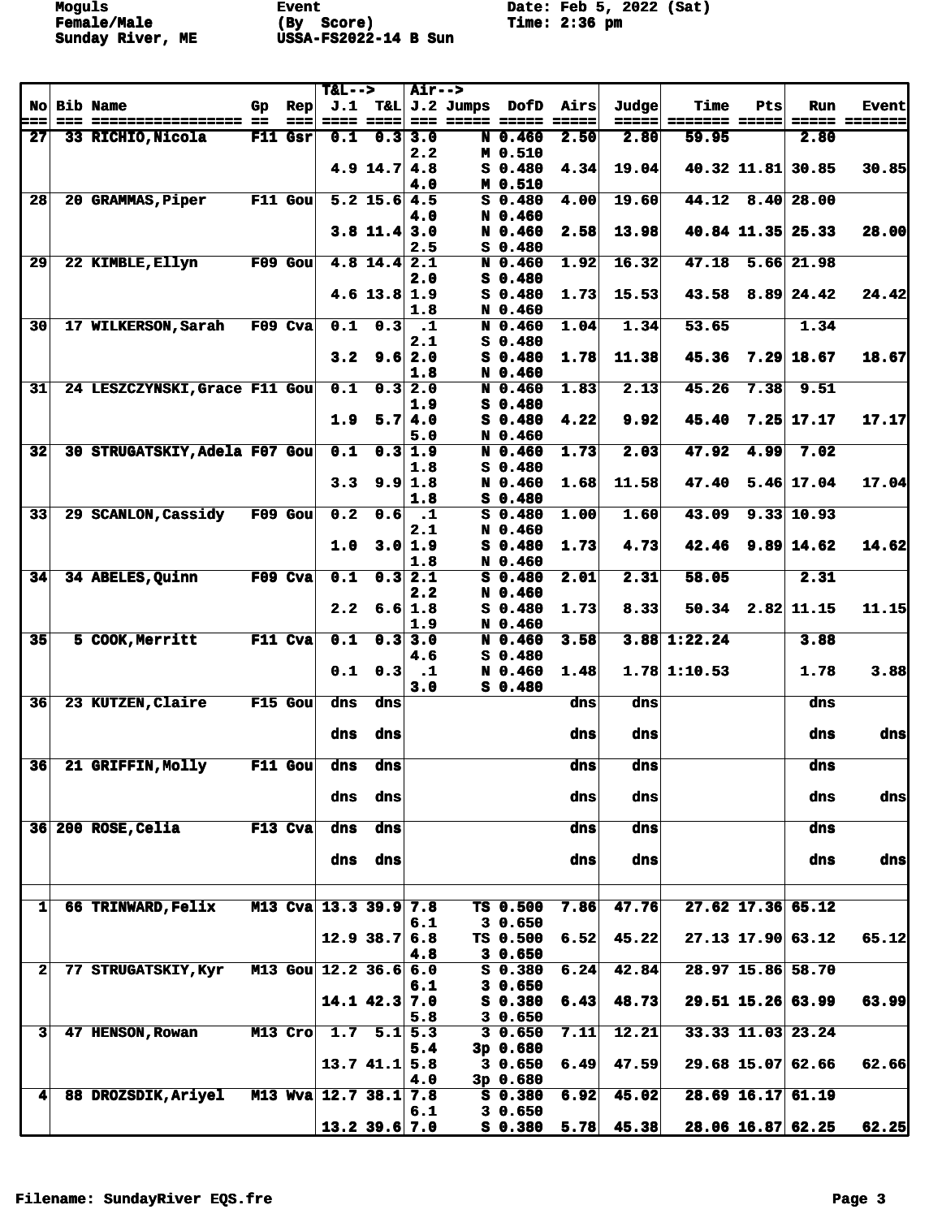Moguls | Event | Date: Feb 5, 2022 (Sat)
Female/Male | (By Score) | Time: 2:36 pm
Sunday River, ME | USSA-FS2022-14 B Sun

| No | Bib | Name | Gp | Rep | T&L--> J.1 | T&L | Air--> J.2 | Jumps | DofD | Airs | Judge | Time | Pts | Run | Event |
|---|---|---|---|---|---|---|---|---|---|---|---|---|---|---|---|
| 27 | 33 | RICHIO,Nicola | F11 | Gsr | 0.1 | 0.3 | 3.0 | N | 0.460 | 2.50 | 2.80 | 59.95 | | 2.80 | |
| | | | | | | | 2.2 | M | 0.510 | | | | | | |
| | | | | | 4.9 | 14.7 | 4.8 | S | 0.480 | 4.34 | 19.04 | 40.32 | 11.81 | 30.85 | 30.85 |
| | | | | | | | 4.0 | M | 0.510 | | | | | | |
| 28 | 20 | GRAMMAS,Piper | F11 | Gou | 5.2 | 15.6 | 4.5 | S | 0.480 | 4.00 | 19.60 | 44.12 | 8.40 | 28.00 | |
| | | | | | | | 4.0 | N | 0.460 | | | | | | |
| | | | | | 3.8 | 11.4 | 3.0 | N | 0.460 | 2.58 | 13.98 | 40.84 | 11.35 | 25.33 | 28.00 |
| | | | | | | | 2.5 | S | 0.480 | | | | | | |
| 29 | 22 | KIMBLE,Ellyn | F09 | Gou | 4.8 | 14.4 | 2.1 | N | 0.460 | 1.92 | 16.32 | 47.18 | 5.66 | 21.98 | |
| | | | | | | | 2.0 | S | 0.480 | | | | | | |
| | | | | | 4.6 | 13.8 | 1.9 | S | 0.480 | 1.73 | 15.53 | 43.58 | 8.89 | 24.42 | 24.42 |
| | | | | | | | 1.8 | N | 0.460 | | | | | | |
| 30 | 17 | WILKERSON,Sarah | F09 | Cva | 0.1 | 0.3 | .1 | N | 0.460 | 1.04 | 1.34 | 53.65 | | 1.34 | |
| | | | | | | | 2.1 | S | 0.480 | | | | | | |
| | | | | | 3.2 | 9.6 | 2.0 | S | 0.480 | 1.78 | 11.38 | 45.36 | 7.29 | 18.67 | 18.67 |
| | | | | | | | 1.8 | N | 0.460 | | | | | | |
| 31 | 24 | LESZCZYNSKI,Grace | F11 | Gou | 0.1 | 0.3 | 2.0 | N | 0.460 | 1.83 | 2.13 | 45.26 | 7.38 | 9.51 | |
| | | | | | | | 1.9 | S | 0.480 | | | | | | |
| | | | | | 1.9 | 5.7 | 4.0 | S | 0.480 | 4.22 | 9.92 | 45.40 | 7.25 | 17.17 | 17.17 |
| | | | | | | | 5.0 | N | 0.460 | | | | | | |
| 32 | 30 | STRUGATSKIY,Adela | F07 | Gou | 0.1 | 0.3 | 1.9 | N | 0.460 | 1.73 | 2.03 | 47.92 | 4.99 | 7.02 | |
| | | | | | | | 1.8 | S | 0.480 | | | | | | |
| | | | | | 3.3 | 9.9 | 1.8 | N | 0.460 | 1.68 | 11.58 | 47.40 | 5.46 | 17.04 | 17.04 |
| | | | | | | | 1.8 | S | 0.480 | | | | | | |
| 33 | 29 | SCANLON,Cassidy | F09 | Gou | 0.2 | 0.6 | .1 | S | 0.480 | 1.00 | 1.60 | 43.09 | 9.33 | 10.93 | |
| | | | | | | | 2.1 | N | 0.460 | | | | | | |
| | | | | | 1.0 | 3.0 | 1.9 | S | 0.480 | 1.73 | 4.73 | 42.46 | 9.89 | 14.62 | 14.62 |
| | | | | | | | 1.8 | N | 0.460 | | | | | | |
| 34 | 34 | ABELES,Quinn | F09 | Cva | 0.1 | 0.3 | 2.1 | S | 0.480 | 2.01 | 2.31 | 58.05 | | 2.31 | |
| | | | | | | | 2.2 | N | 0.460 | | | | | | |
| | | | | | 2.2 | 6.6 | 1.8 | S | 0.480 | 1.73 | 8.33 | 50.34 | 2.82 | 11.15 | 11.15 |
| | | | | | | | 1.9 | N | 0.460 | | | | | | |
| 35 | 5 | COOK,Merritt | F11 | Cva | 0.1 | 0.3 | 3.0 | N | 0.460 | 3.58 | 3.88 | 1:22.24 | | 3.88 | |
| | | | | | | | 4.6 | S | 0.480 | | | | | | |
| | | | | | 0.1 | 0.3 | .1 | N | 0.460 | 1.48 | 1.78 | 1:10.53 | | 1.78 | 3.88 |
| | | | | | | | 3.0 | S | 0.480 | | | | | | |
| 36 | 23 | KUTZEN,Claire | F15 | Gou | dns | dns | | | | dns | dns | | | dns | |
| | | | | | dns | dns | | | | dns | dns | | | dns | dns |
| 36 | 21 | GRIFFIN,Molly | F11 | Gou | dns | dns | | | | dns | dns | | | dns | |
| | | | | | dns | dns | | | | dns | dns | | | dns | dns |
| 36 | 200 | ROSE,Celia | F13 | Cva | dns | dns | | | | dns | dns | | | dns | |
| | | | | | dns | dns | | | | dns | dns | | | dns | dns |
| | | | | | | | | | | | | | | | |
| 1 | 66 | TRINWARD,Felix | M13 | Cva | 13.3 | 39.9 | 7.8 | TS | 0.500 | 7.86 | 47.76 | 27.62 | 17.36 | 65.12 | |
| | | | | | | | 6.1 | 3 | 0.650 | | | | | | |
| | | | | | 12.9 | 38.7 | 6.8 | TS | 0.500 | 6.52 | 45.22 | 27.13 | 17.90 | 63.12 | 65.12 |
| | | | | | | | 4.8 | 3 | 0.650 | | | | | | |
| 2 | 77 | STRUGATSKIY,Kyr | M13 | Gou | 12.2 | 36.6 | 6.0 | S | 0.380 | 6.24 | 42.84 | 28.97 | 15.86 | 58.70 | |
| | | | | | | | 6.1 | 3 | 0.650 | | | | | | |
| | | | | | 14.1 | 42.3 | 7.0 | S | 0.380 | 6.43 | 48.73 | 29.51 | 15.26 | 63.99 | 63.99 |
| | | | | | | | 5.8 | 3 | 0.650 | | | | | | |
| 3 | 47 | HENSON,Rowan | M13 | Cro | 1.7 | 5.1 | 5.3 | 3 | 0.650 | 7.11 | 12.21 | 33.33 | 11.03 | 23.24 | |
| | | | | | | | 5.4 | 3p | 0.680 | | | | | | |
| | | | | | 13.7 | 41.1 | 5.8 | 3 | 0.650 | 6.49 | 47.59 | 29.68 | 15.07 | 62.66 | 62.66 |
| | | | | | | | 4.0 | 3p | 0.680 | | | | | | |
| 4 | 88 | DROZSDIK,Ariyel | M13 | Wva | 12.7 | 38.1 | 7.8 | S | 0.380 | 6.92 | 45.02 | 28.69 | 16.17 | 61.19 | |
| | | | | | | | 6.1 | 3 | 0.650 | | | | | | |
| | | | | | 13.2 | 39.6 | 7.0 | S | 0.380 | 5.78 | 45.38 | 28.06 | 16.87 | 62.25 | 62.25 |

Filename: SundayRiver EQS.fre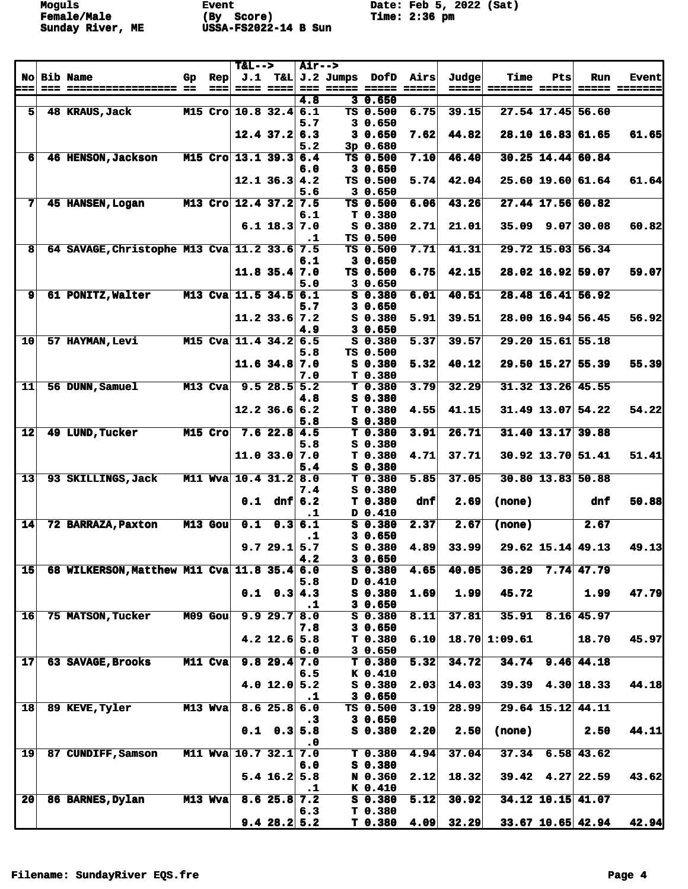Moguls
Female/Male
Sunday River, ME

Event
(By Score)
USSA-FS2022-14 B Sun

Date: Feb 5, 2022 (Sat)
Time: 2:36 pm

| No | Bib | Name | Gp | Rep | T&L--> J.1 | T&L | Air--> J.2 | Jumps | DofD | Airs | Judge | Time | Pts | Run | Event |
|---|---|---|---|---|---|---|---|---|---|---|---|---|---|---|---|
| | | | | | | | 4.8 | 3 | 0.650 | | | | | | |
| 5 | 48 | KRAUS,Jack | M15 | Cro | 10.8 | 32.4 | 6.1 | TS | 0.500 | 6.75 | 39.15 | 27.54 | 17.45 | 56.60 | |
| | | | | | | | 5.7 | 3 | 0.650 | | | | | | |
| | | | | | 12.4 | 37.2 | 6.3 | 3 | 0.650 | 7.62 | 44.82 | 28.10 | 16.83 | 61.65 | 61.65 |
| | | | | | | | 5.2 | 3p | 0.680 | | | | | | |
| 6 | 46 | HENSON,Jackson | M15 | Cro | 13.1 | 39.3 | 6.4 | TS | 0.500 | 7.10 | 46.40 | 30.25 | 14.44 | 60.84 | |
| | | | | | | | 6.0 | 3 | 0.650 | | | | | | |
| | | | | | 12.1 | 36.3 | 4.2 | TS | 0.500 | 5.74 | 42.04 | 25.60 | 19.60 | 61.64 | 61.64 |
| | | | | | | | 5.6 | 3 | 0.650 | | | | | | |
| 7 | 45 | HANSEN,Logan | M13 | Cro | 12.4 | 37.2 | 7.5 | TS | 0.500 | 6.06 | 43.26 | 27.44 | 17.56 | 60.82 | |
| | | | | | | | 6.1 | T | 0.380 | | | | | | |
| | | | | | 6.1 | 18.3 | 7.0 | S | 0.380 | 2.71 | 21.01 | 35.09 | 9.07 | 30.08 | 60.82 |
| | | | | | | | .1 | TS | 0.500 | | | | | | |
| 8 | 64 | SAVAGE,Christophe | M13 | Cva | 11.2 | 33.6 | 7.5 | TS | 0.500 | 7.71 | 41.31 | 29.72 | 15.03 | 56.34 | |
| | | | | | | | 6.1 | 3 | 0.650 | | | | | | |
| | | | | | 11.8 | 35.4 | 7.0 | TS | 0.500 | 6.75 | 42.15 | 28.02 | 16.92 | 59.07 | 59.07 |
| | | | | | | | 5.0 | 3 | 0.650 | | | | | | |
| 9 | 61 | PONITZ,Walter | M13 | Cva | 11.5 | 34.5 | 6.1 | S | 0.380 | 6.01 | 40.51 | 28.48 | 16.41 | 56.92 | |
| | | | | | | | 5.7 | 3 | 0.650 | | | | | | |
| | | | | | 11.2 | 33.6 | 7.2 | S | 0.380 | 5.91 | 39.51 | 28.00 | 16.94 | 56.45 | 56.92 |
| | | | | | | | 4.9 | 3 | 0.650 | | | | | | |
| 10 | 57 | HAYMAN,Levi | M15 | Cva | 11.4 | 34.2 | 6.5 | S | 0.380 | 5.37 | 39.57 | 29.20 | 15.61 | 55.18 | |
| | | | | | | | 5.8 | TS | 0.500 | | | | | | |
| | | | | | 11.6 | 34.8 | 7.0 | S | 0.380 | 5.32 | 40.12 | 29.50 | 15.27 | 55.39 | 55.39 |
| | | | | | | | 7.0 | T | 0.380 | | | | | | |
| 11 | 56 | DUNN,Samuel | M13 | Cva | 9.5 | 28.5 | 5.2 | T | 0.380 | 3.79 | 32.29 | 31.32 | 13.26 | 45.55 | |
| | | | | | | | 4.8 | S | 0.380 | | | | | | |
| | | | | | 12.2 | 36.6 | 6.2 | T | 0.380 | 4.55 | 41.15 | 31.49 | 13.07 | 54.22 | 54.22 |
| | | | | | | | 5.8 | S | 0.380 | | | | | | |
| 12 | 49 | LUND,Tucker | M15 | Cro | 7.6 | 22.8 | 4.5 | T | 0.380 | 3.91 | 26.71 | 31.40 | 13.17 | 39.88 | |
| | | | | | | | 5.8 | S | 0.380 | | | | | | |
| | | | | | 11.0 | 33.0 | 7.0 | T | 0.380 | 4.71 | 37.71 | 30.92 | 13.70 | 51.41 | 51.41 |
| | | | | | | | 5.4 | S | 0.380 | | | | | | |
| 13 | 93 | SKILLINGS,Jack | M11 | Wva | 10.4 | 31.2 | 8.0 | T | 0.380 | 5.85 | 37.05 | 30.80 | 13.83 | 50.88 | |
| | | | | | | | 7.4 | S | 0.380 | | | | | | |
| | | | | | 0.1 | dnf | 6.2 | T | 0.380 | dnf | 2.69 | (none) | | dnf | 50.88 |
| | | | | | | | .1 | D | 0.410 | | | | | | |
| 14 | 72 | BARRAZA,Paxton | M13 | Gou | 0.1 | 0.3 | 6.1 | S | 0.380 | 2.37 | 2.67 | (none) | | 2.67 | |
| | | | | | | | .1 | 3 | 0.650 | | | | | | |
| | | | | | 9.7 | 29.1 | 5.7 | S | 0.380 | 4.89 | 33.99 | 29.62 | 15.14 | 49.13 | 49.13 |
| | | | | | | | 4.2 | 3 | 0.650 | | | | | | |
| 15 | 68 | WILKERSON,Matthew | M11 | Cva | 11.8 | 35.4 | 6.0 | S | 0.380 | 4.65 | 40.05 | 36.29 | 7.74 | 47.79 | |
| | | | | | | | 5.8 | D | 0.410 | | | | | | |
| | | | | | 0.1 | 0.3 | 4.3 | S | 0.380 | 1.69 | 1.99 | 45.72 | | 1.99 | 47.79 |
| | | | | | | | .1 | 3 | 0.650 | | | | | | |
| 16 | 75 | MATSON,Tucker | M09 | Gou | 9.9 | 29.7 | 8.0 | S | 0.380 | 8.11 | 37.81 | 35.91 | 8.16 | 45.97 | |
| | | | | | | | 7.8 | 3 | 0.650 | | | | | | |
| | | | | | 4.2 | 12.6 | 5.8 | T | 0.380 | 6.10 | 18.70 | 1:09.61 | | 18.70 | 45.97 |
| | | | | | | | 6.0 | 3 | 0.650 | | | | | | |
| 17 | 63 | SAVAGE,Brooks | M11 | Cva | 9.8 | 29.4 | 7.0 | T | 0.380 | 5.32 | 34.72 | 34.74 | 9.46 | 44.18 | |
| | | | | | | | 6.5 | K | 0.410 | | | | | | |
| | | | | | 4.0 | 12.0 | 5.2 | S | 0.380 | 2.03 | 14.03 | 39.39 | 4.30 | 18.33 | 44.18 |
| | | | | | | | .1 | 3 | 0.650 | | | | | | |
| 18 | 89 | KEVE,Tyler | M13 | Wva | 8.6 | 25.8 | 6.0 | TS | 0.500 | 3.19 | 28.99 | 29.64 | 15.12 | 44.11 | |
| | | | | | | | .3 | 3 | 0.650 | | | | | | |
| | | | | | 0.1 | 0.3 | 5.8 | S | 0.380 | 2.20 | 2.50 | (none) | | 2.50 | 44.11 |
| | | | | | | | .0 | | | | | | | | |
| 19 | 87 | CUNDIFF,Samson | M11 | Wva | 10.7 | 32.1 | 7.0 | T | 0.380 | 4.94 | 37.04 | 37.34 | 6.58 | 43.62 | |
| | | | | | | | 6.0 | S | 0.380 | | | | | | |
| | | | | | 5.4 | 16.2 | 5.8 | N | 0.360 | 2.12 | 18.32 | 39.42 | 4.27 | 22.59 | 43.62 |
| | | | | | | | .1 | K | 0.410 | | | | | | |
| 20 | 86 | BARNES,Dylan | M13 | Wva | 8.6 | 25.8 | 7.2 | S | 0.380 | 5.12 | 30.92 | 34.12 | 10.15 | 41.07 | |
| | | | | | | | 6.3 | T | 0.380 | | | | | | |
| | | | | | 9.4 | 28.2 | 5.2 | T | 0.380 | 4.09 | 32.29 | 33.67 | 10.65 | 42.94 | 42.94 |

Filename: SundayRiver EQS.fre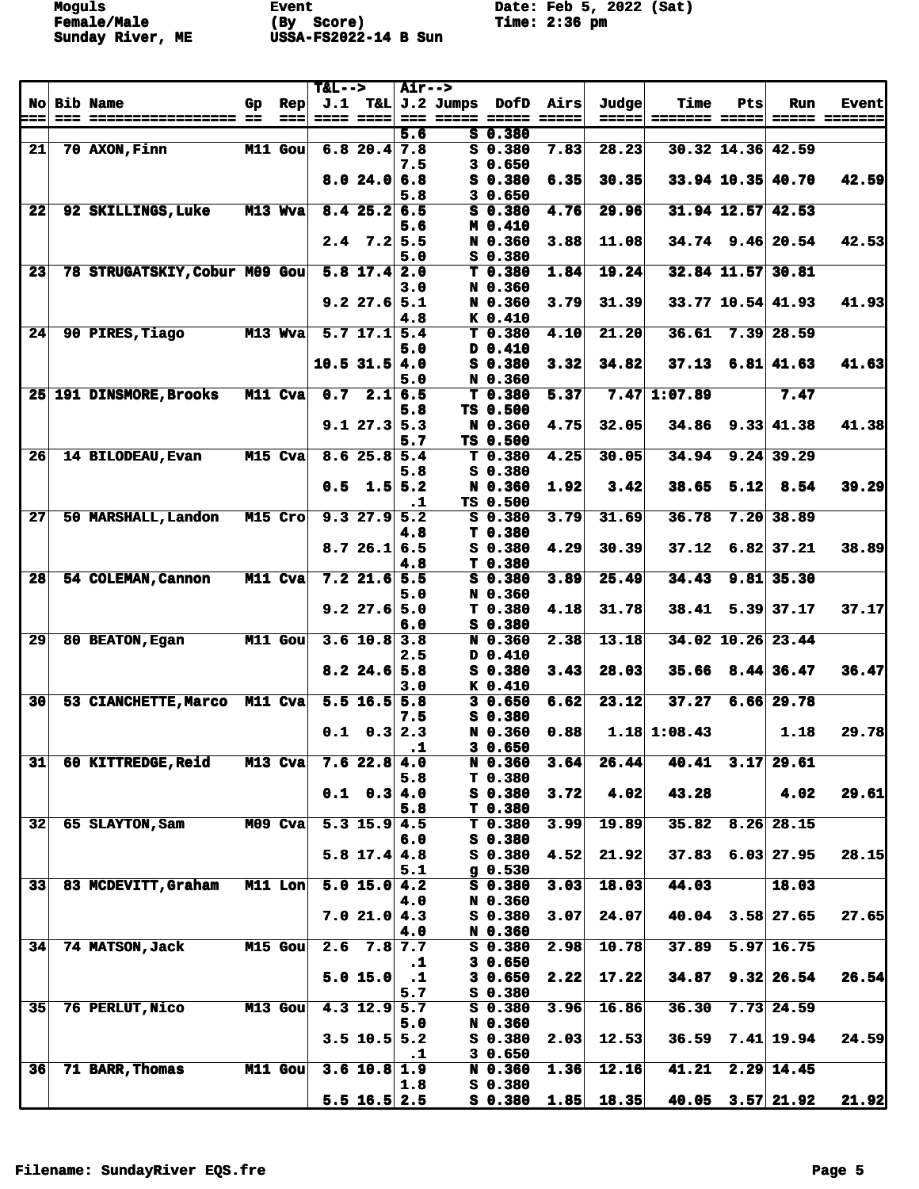Moguls　　　　　　Event　　　　　　　Date: Feb 5, 2022 (Sat)
Female/Male　　　(By Score)　　　　　Time: 2:36 pm
Sunday River, ME　USSA-FS2022-14 B Sun

| No | Bib | Name | Gp | Rep | T&L--> J.1 | T&L | Air--> J.2 | Jumps DofD | Airs | Judge | Time | Pts | Run | Event |
|---|---|---|---|---|---|---|---|---|---|---|---|---|---|---|
| | | | | | | | 5.6 | S 0.380 | | | | | | |
| 21 | 70 | AXON, Finn | M11 | Gou | 6.8 | 20.4 | 7.8 | S 0.380 | 7.83 | 28.23 | 30.32 | 14.36 | 42.59 | |
| | | | | | | | 7.5 | 3 0.650 | | | | | | |
| | | | | | 8.0 | 24.0 | 6.8 | S 0.380 | 6.35 | 30.35 | 33.94 | 10.35 | 40.70 | 42.59 |
| | | | | | | | 5.8 | 3 0.650 | | | | | | |
| 22 | 92 | SKILLINGS, Luke | M13 | Wva | 8.4 | 25.2 | 6.5 | S 0.380 | 4.76 | 29.96 | 31.94 | 12.57 | 42.53 | |
| | | | | | | | 5.6 | M 0.410 | | | | | | |
| | | | | | 2.4 | 7.2 | 5.5 | N 0.360 | 3.88 | 11.08 | 34.74 | 9.46 | 20.54 | 42.53 |
| | | | | | | | 5.0 | S 0.380 | | | | | | |
| 23 | 78 | STRUGATSKIY, Cobur | M09 | Gou | 5.8 | 17.4 | 2.0 | T 0.380 | 1.84 | 19.24 | 32.84 | 11.57 | 30.81 | |
| | | | | | | | 3.0 | N 0.360 | | | | | | |
| | | | | | 9.2 | 27.6 | 5.1 | N 0.360 | 3.79 | 31.39 | 33.77 | 10.54 | 41.93 | 41.93 |
| | | | | | | | 4.8 | K 0.410 | | | | | | |
| 24 | 90 | PIRES, Tiago | M13 | Wva | 5.7 | 17.1 | 5.4 | T 0.380 | 4.10 | 21.20 | 36.61 | 7.39 | 28.59 | |
| | | | | | | | 5.0 | D 0.410 | | | | | | |
| | | | | | 10.5 | 31.5 | 4.0 | S 0.380 | 3.32 | 34.82 | 37.13 | 6.81 | 41.63 | 41.63 |
| | | | | | | | 5.0 | N 0.360 | | | | | | |
| 25 | 191 | DINSMORE, Brooks | M11 | Cva | 0.7 | 2.1 | 6.5 | T 0.380 | 5.37 | 7.47 | 1:07.89 | | 7.47 | |
| | | | | | | | 5.8 | TS 0.500 | | | | | | |
| | | | | | 9.1 | 27.3 | 5.3 | N 0.360 | 4.75 | 32.05 | 34.86 | 9.33 | 41.38 | 41.38 |
| | | | | | | | 5.7 | TS 0.500 | | | | | | |
| 26 | 14 | BILODEAU, Evan | M15 | Cva | 8.6 | 25.8 | 5.4 | T 0.380 | 4.25 | 30.05 | 34.94 | 9.24 | 39.29 | |
| | | | | | | | 5.8 | S 0.380 | | | | | | |
| | | | | | 0.5 | 1.5 | 5.2 | N 0.360 | 1.92 | 3.42 | 38.65 | 5.12 | 8.54 | 39.29 |
| | | | | | | | .1 | TS 0.500 | | | | | | |
| 27 | 50 | MARSHALL, Landon | M15 | Cro | 9.3 | 27.9 | 5.2 | S 0.380 | 3.79 | 31.69 | 36.78 | 7.20 | 38.89 | |
| | | | | | | | 4.8 | T 0.380 | | | | | | |
| | | | | | 8.7 | 26.1 | 6.5 | S 0.380 | 4.29 | 30.39 | 37.12 | 6.82 | 37.21 | 38.89 |
| | | | | | | | 4.8 | T 0.380 | | | | | | |
| 28 | 54 | COLEMAN, Cannon | M11 | Cva | 7.2 | 21.6 | 5.5 | S 0.380 | 3.89 | 25.49 | 34.43 | 9.81 | 35.30 | |
| | | | | | | | 5.0 | N 0.360 | | | | | | |
| | | | | | 9.2 | 27.6 | 5.0 | T 0.380 | 4.18 | 31.78 | 38.41 | 5.39 | 37.17 | 37.17 |
| | | | | | | | 6.0 | S 0.380 | | | | | | |
| 29 | 80 | BEATON, Egan | M11 | Gou | 3.6 | 10.8 | 3.8 | N 0.360 | 2.38 | 13.18 | 34.02 | 10.26 | 23.44 | |
| | | | | | | | 2.5 | D 0.410 | | | | | | |
| | | | | | 8.2 | 24.6 | 5.8 | S 0.380 | 3.43 | 28.03 | 35.66 | 8.44 | 36.47 | 36.47 |
| | | | | | | | 3.0 | K 0.410 | | | | | | |
| 30 | 53 | CIANCHETTE, Marco | M11 | Cva | 5.5 | 16.5 | 5.8 | 3 0.650 | 6.62 | 23.12 | 37.27 | 6.66 | 29.78 | |
| | | | | | | | 7.5 | S 0.380 | | | | | | |
| | | | | | 0.1 | 0.3 | 2.3 | N 0.360 | 0.88 | 1.18 | 1:08.43 | | 1.18 | 29.78 |
| | | | | | | | .1 | 3 0.650 | | | | | | |
| 31 | 60 | KITTREDGE, Reid | M13 | Cva | 7.6 | 22.8 | 4.0 | N 0.360 | 3.64 | 26.44 | 40.41 | 3.17 | 29.61 | |
| | | | | | | | 5.8 | T 0.380 | | | | | | |
| | | | | | 0.1 | 0.3 | 4.0 | S 0.380 | 3.72 | 4.02 | 43.28 | | 4.02 | 29.61 |
| | | | | | | | 5.8 | T 0.380 | | | | | | |
| 32 | 65 | SLAYTON, Sam | M09 | Cva | 5.3 | 15.9 | 4.5 | T 0.380 | 3.99 | 19.89 | 35.82 | 8.26 | 28.15 | |
| | | | | | | | 6.0 | S 0.380 | | | | | | |
| | | | | | 5.8 | 17.4 | 4.8 | S 0.380 | 4.52 | 21.92 | 37.83 | 6.03 | 27.95 | 28.15 |
| | | | | | | | 5.1 | g 0.530 | | | | | | |
| 33 | 83 | MCDEVITT, Graham | M11 | Lon | 5.0 | 15.0 | 4.2 | S 0.380 | 3.03 | 18.03 | 44.03 | | 18.03 | |
| | | | | | | | 4.0 | N 0.360 | | | | | | |
| | | | | | 7.0 | 21.0 | 4.3 | S 0.380 | 3.07 | 24.07 | 40.04 | 3.58 | 27.65 | 27.65 |
| | | | | | | | 4.0 | N 0.360 | | | | | | |
| 34 | 74 | MATSON, Jack | M15 | Gou | 2.6 | 7.8 | 7.7 | S 0.380 | 2.98 | 10.78 | 37.89 | 5.97 | 16.75 | |
| | | | | | | | .1 | 3 0.650 | | | | | | |
| | | | | | 5.0 | 15.0 | .1 | 3 0.650 | 2.22 | 17.22 | 34.87 | 9.32 | 26.54 | 26.54 |
| | | | | | | | 5.7 | S 0.380 | | | | | | |
| 35 | 76 | PERLUT, Nico | M13 | Gou | 4.3 | 12.9 | 5.7 | S 0.380 | 3.96 | 16.86 | 36.30 | 7.73 | 24.59 | |
| | | | | | | | 5.0 | N 0.360 | | | | | | |
| | | | | | 3.5 | 10.5 | 5.2 | S 0.380 | 2.03 | 12.53 | 36.59 | 7.41 | 19.94 | 24.59 |
| | | | | | | | .1 | 3 0.650 | | | | | | |
| 36 | 71 | BARR, Thomas | M11 | Gou | 3.6 | 10.8 | 1.9 | N 0.360 | 1.36 | 12.16 | 41.21 | 2.29 | 14.45 | |
| | | | | | | | 1.8 | S 0.380 | | | | | | |
| | | | | | 5.5 | 16.5 | 2.5 | S 0.380 | 1.85 | 18.35 | 40.05 | 3.57 | 21.92 | 21.92 |

Filename: SundayRiver EQS.fre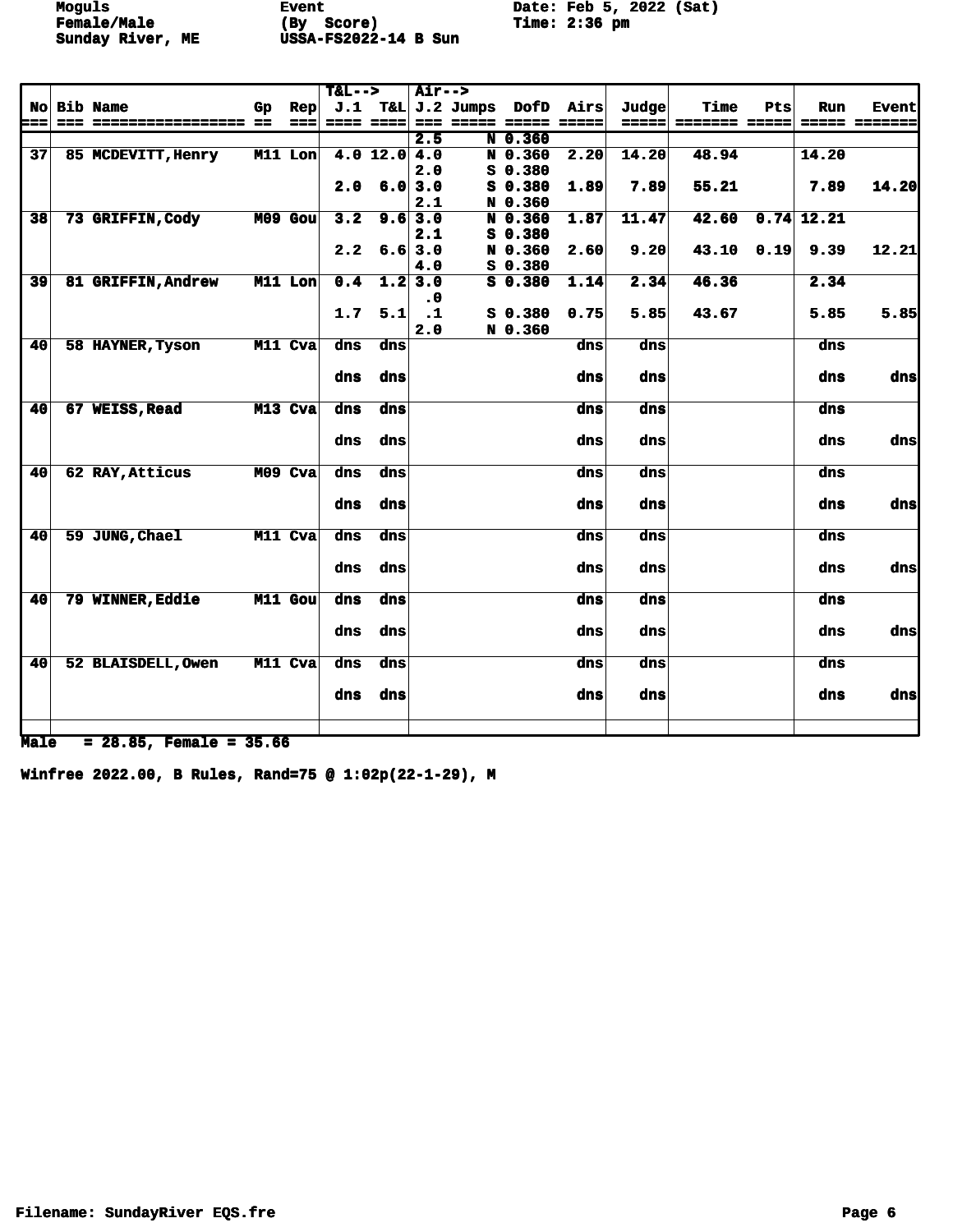Moguls　　　　　Event　　　　　Date: Feb 5, 2022 (Sat)
Female/Male　　　(By Score)　　　Time: 2:36 pm
Sunday River, ME　　USSA-FS2022-14 B Sun

| No | Bib | Name | Gp | Rep | T&L--> J.1 | T&L | Air--> J.2 | Jumps | DofD | Airs | Judge | Time | Pts | Run | Event |
|---|---|---|---|---|---|---|---|---|---|---|---|---|---|---|---|
| | | | | | | | 2.5 | N | 0.360 | | | | | | |
| 37 | 85 | MCDEVITT,Henry | M11 | Lon | 4.0 | 12.0 | 4.0 | N | 0.360 | 2.20 | 14.20 | 48.94 | | 14.20 | |
| | | | | | | | 2.0 | S | 0.380 | | | | | | |
| | | | | | 2.0 | 6.0 | 3.0 | S | 0.380 | 1.89 | 7.89 | 55.21 | | 7.89 | 14.20 |
| | | | | | | | 2.1 | N | 0.360 | | | | | | |
| 38 | 73 | GRIFFIN,Cody | M09 | Gou | 3.2 | 9.6 | 3.0 | N | 0.360 | 1.87 | 11.47 | 42.60 | 0.74 | 12.21 | |
| | | | | | | | 2.1 | S | 0.380 | | | | | | |
| | | | | | 2.2 | 6.6 | 3.0 | N | 0.360 | 2.60 | 9.20 | 43.10 | 0.19 | 9.39 | 12.21 |
| | | | | | | | 4.0 | S | 0.380 | | | | | | |
| 39 | 81 | GRIFFIN,Andrew | M11 | Lon | 0.4 | 1.2 | 3.0 | S | 0.380 | 1.14 | 2.34 | 46.36 | | 2.34 | |
| | | | | | | | .0 | | | | | | | | |
| | | | | | 1.7 | 5.1 | .1 | S | 0.380 | 0.75 | 5.85 | 43.67 | | 5.85 | 5.85 |
| | | | | | | | 2.0 | N | 0.360 | | | | | | |
| 40 | 58 | HAYNER,Tyson | M11 | Cva | dns | dns | | | | dns | dns | | | dns | |
| | | | | | dns | dns | | | | dns | dns | | | dns | dns |
| 40 | 67 | WEISS,Read | M13 | Cva | dns | dns | | | | dns | dns | | | dns | |
| | | | | | dns | dns | | | | dns | dns | | | dns | dns |
| 40 | 62 | RAY,Atticus | M09 | Cva | dns | dns | | | | dns | dns | | | dns | |
| | | | | | dns | dns | | | | dns | dns | | | dns | dns |
| 40 | 59 | JUNG,Chael | M11 | Cva | dns | dns | | | | dns | dns | | | dns | |
| | | | | | dns | dns | | | | dns | dns | | | dns | dns |
| 40 | 79 | WINNER,Eddie | M11 | Gou | dns | dns | | | | dns | dns | | | dns | |
| | | | | | dns | dns | | | | dns | dns | | | dns | dns |
| 40 | 52 | BLAISDELL,Owen | M11 | Cva | dns | dns | | | | dns | dns | | | dns | |
| | | | | | dns | dns | | | | dns | dns | | | dns | dns |

Male = 28.85, Female = 35.66

Winfree 2022.00, B Rules, Rand=75 @ 1:02p(22-1-29), M

Filename: SundayRiver EQS.fre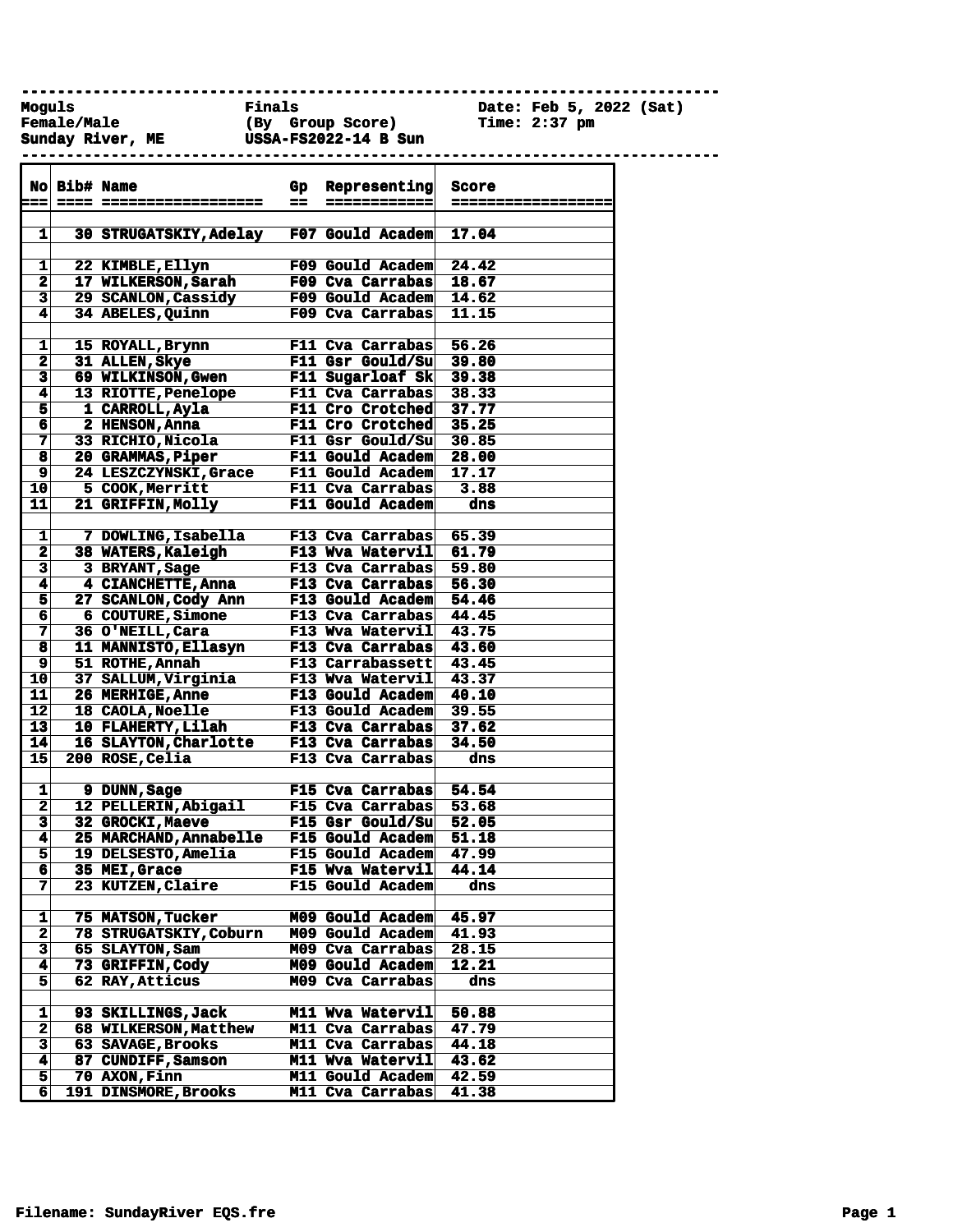Moguls | Finals | Date: Feb 5, 2022 (Sat)
Female/Male | (By Group Score) | Time: 2:37 pm
Sunday River, ME | USSA-FS2022-14 B Sun

| No | Bib# | Name | Gp | Representing | Score |
|---|---|---|---|---|---|
| 1 | 30 | STRUGATSKIY,Adelay | F07 | Gould Academ | 17.04 |
| | | | | | |
| 1 | 22 | KIMBLE,Ellyn | F09 | Gould Academ | 24.42 |
| 2 | 17 | WILKERSON,Sarah | F09 | Cva Carrabas | 18.67 |
| 3 | 29 | SCANLON,Cassidy | F09 | Gould Academ | 14.62 |
| 4 | 34 | ABELES,Quinn | F09 | Cva Carrabas | 11.15 |
| | | | | | |
| 1 | 15 | ROYALL,Brynn | F11 | Cva Carrabas | 56.26 |
| 2 | 31 | ALLEN,Skye | F11 | Gsr Gould/Su | 39.80 |
| 3 | 69 | WILKINSON,Gwen | F11 | Sugarloaf Sk | 39.38 |
| 4 | 13 | RIOTTE,Penelope | F11 | Cva Carrabas | 38.33 |
| 5 | 1 | CARROLL,Ayla | F11 | Cro Crotched | 37.77 |
| 6 | 2 | HENSON,Anna | F11 | Cro Crotched | 35.25 |
| 7 | 33 | RICHIO,Nicola | F11 | Gsr Gould/Su | 30.85 |
| 8 | 20 | GRAMMAS,Piper | F11 | Gould Academ | 28.00 |
| 9 | 24 | LESZCZYNSKI,Grace | F11 | Gould Academ | 17.17 |
| 10 | 5 | COOK,Merritt | F11 | Cva Carrabas | 3.88 |
| 11 | 21 | GRIFFIN,Molly | F11 | Gould Academ | dns |
| | | | | | |
| 1 | 7 | DOWLING,Isabella | F13 | Cva Carrabas | 65.39 |
| 2 | 38 | WATERS,Kaleigh | F13 | Wva Watervil | 61.79 |
| 3 | 3 | BRYANT,Sage | F13 | Cva Carrabas | 59.80 |
| 4 | 4 | CIANCHETTE,Anna | F13 | Cva Carrabas | 56.30 |
| 5 | 27 | SCANLON,Cody Ann | F13 | Gould Academ | 54.46 |
| 6 | 6 | COUTURE,Simone | F13 | Cva Carrabas | 44.45 |
| 7 | 36 | O'NEILL,Cara | F13 | Wva Watervil | 43.75 |
| 8 | 11 | MANNISTO,Ellasyn | F13 | Cva Carrabas | 43.60 |
| 9 | 51 | ROTHE,Annah | F13 | Carrabassett | 43.45 |
| 10 | 37 | SALLUM,Virginia | F13 | Wva Watervil | 43.37 |
| 11 | 26 | MERHIGE,Anne | F13 | Gould Academ | 40.10 |
| 12 | 18 | CAOLA,Noelle | F13 | Gould Academ | 39.55 |
| 13 | 10 | FLAHERTY,Lilah | F13 | Cva Carrabas | 37.62 |
| 14 | 16 | SLAYTON,Charlotte | F13 | Cva Carrabas | 34.50 |
| 15 | 200 | ROSE,Celia | F13 | Cva Carrabas | dns |
| | | | | | |
| 1 | 9 | DUNN,Sage | F15 | Cva Carrabas | 54.54 |
| 2 | 12 | PELLERIN,Abigail | F15 | Cva Carrabas | 53.68 |
| 3 | 32 | GROCKI,Maeve | F15 | Gsr Gould/Su | 52.05 |
| 4 | 25 | MARCHAND,Annabelle | F15 | Gould Academ | 51.18 |
| 5 | 19 | DELSESTO,Amelia | F15 | Gould Academ | 47.99 |
| 6 | 35 | MEI,Grace | F15 | Wva Watervil | 44.14 |
| 7 | 23 | KUTZEN,Claire | F15 | Gould Academ | dns |
| | | | | | |
| 1 | 75 | MATSON,Tucker | M09 | Gould Academ | 45.97 |
| 2 | 78 | STRUGATSKIY,Coburn | M09 | Gould Academ | 41.93 |
| 3 | 65 | SLAYTON,Sam | M09 | Cva Carrabas | 28.15 |
| 4 | 73 | GRIFFIN,Cody | M09 | Gould Academ | 12.21 |
| 5 | 62 | RAY,Atticus | M09 | Cva Carrabas | dns |
| | | | | | |
| 1 | 93 | SKILLINGS,Jack | M11 | Wva Watervil | 50.88 |
| 2 | 68 | WILKERSON,Matthew | M11 | Cva Carrabas | 47.79 |
| 3 | 63 | SAVAGE,Brooks | M11 | Cva Carrabas | 44.18 |
| 4 | 87 | CUNDIFF,Samson | M11 | Wva Watervil | 43.62 |
| 5 | 70 | AXON,Finn | M11 | Gould Academ | 42.59 |
| 6 | 191 | DINSMORE,Brooks | M11 | Cva Carrabas | 41.38 |

Filename: SundayRiver EQS.fre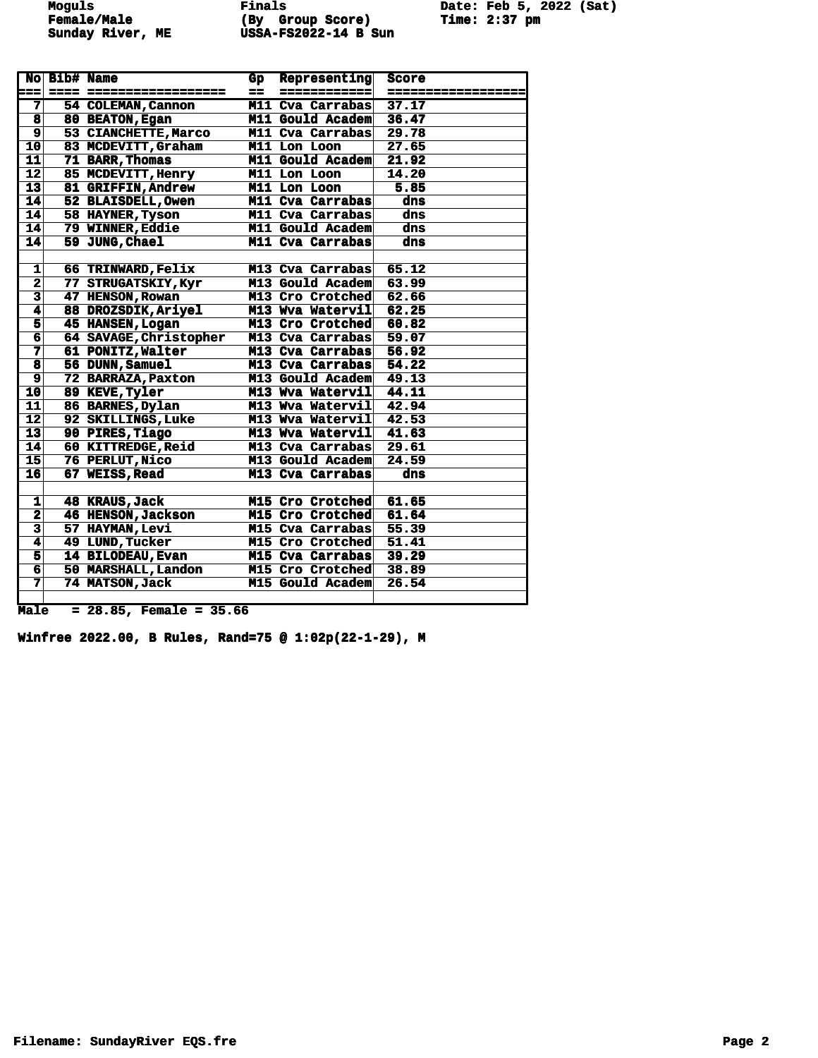Moguls Finals Date: Feb 5, 2022 (Sat)
Female/Male (By Group Score) Time: 2:37 pm
Sunday River, ME USSA-FS2022-14 B Sun

| No | Bib# | Name | Gp | Representing | Score |
|---|---|---|---|---|---|
| 7 | 54 | COLEMAN,Cannon | M11 | Cva Carrabas | 37.17 |
| 8 | 80 | BEATON,Egan | M11 | Gould Academ | 36.47 |
| 9 | 53 | CIANCHETTE,Marco | M11 | Cva Carrabas | 29.78 |
| 10 | 83 | MCDEVITT,Graham | M11 | Lon Loon | 27.65 |
| 11 | 71 | BARR,Thomas | M11 | Gould Academ | 21.92 |
| 12 | 85 | MCDEVITT,Henry | M11 | Lon Loon | 14.20 |
| 13 | 81 | GRIFFIN,Andrew | M11 | Lon Loon | 5.85 |
| 14 | 52 | BLAISDELL,Owen | M11 | Cva Carrabas | dns |
| 14 | 58 | HAYNER,Tyson | M11 | Cva Carrabas | dns |
| 14 | 79 | WINNER,Eddie | M11 | Gould Academ | dns |
| 14 | 59 | JUNG,Chael | M11 | Cva Carrabas | dns |
| | | | | | |
| 1 | 66 | TRINWARD,Felix | M13 | Cva Carrabas | 65.12 |
| 2 | 77 | STRUGATSKIY,Kyr | M13 | Gould Academ | 63.99 |
| 3 | 47 | HENSON,Rowan | M13 | Cro Crotched | 62.66 |
| 4 | 88 | DROZSDIK,Ariyel | M13 | Wva Watervil | 62.25 |
| 5 | 45 | HANSEN,Logan | M13 | Cro Crotched | 60.82 |
| 6 | 64 | SAVAGE,Christopher | M13 | Cva Carrabas | 59.07 |
| 7 | 61 | PONITZ,Walter | M13 | Cva Carrabas | 56.92 |
| 8 | 56 | DUNN,Samuel | M13 | Cva Carrabas | 54.22 |
| 9 | 72 | BARRAZA,Paxton | M13 | Gould Academ | 49.13 |
| 10 | 89 | KEVE,Tyler | M13 | Wva Watervil | 44.11 |
| 11 | 86 | BARNES,Dylan | M13 | Wva Watervil | 42.94 |
| 12 | 92 | SKILLINGS,Luke | M13 | Wva Watervil | 42.53 |
| 13 | 90 | PIRES,Tiago | M13 | Wva Watervil | 41.63 |
| 14 | 60 | KITTREDGE,Reid | M13 | Cva Carrabas | 29.61 |
| 15 | 76 | PERLUT,Nico | M13 | Gould Academ | 24.59 |
| 16 | 67 | WEISS,Read | M13 | Cva Carrabas | dns |
| | | | | | |
| 1 | 48 | KRAUS,Jack | M15 | Cro Crotched | 61.65 |
| 2 | 46 | HENSON,Jackson | M15 | Cro Crotched | 61.64 |
| 3 | 57 | HAYMAN,Levi | M15 | Cva Carrabas | 55.39 |
| 4 | 49 | LUND,Tucker | M15 | Cro Crotched | 51.41 |
| 5 | 14 | BILODEAU,Evan | M15 | Cva Carrabas | 39.29 |
| 6 | 50 | MARSHALL,Landon | M15 | Cro Crotched | 38.89 |
| 7 | 74 | MATSON,Jack | M15 | Gould Academ | 26.54 |

Male = 28.85, Female = 35.66

Winfree 2022.00, B Rules, Rand=75 @ 1:02p(22-1-29), M

Filename: SundayRiver EQS.fre